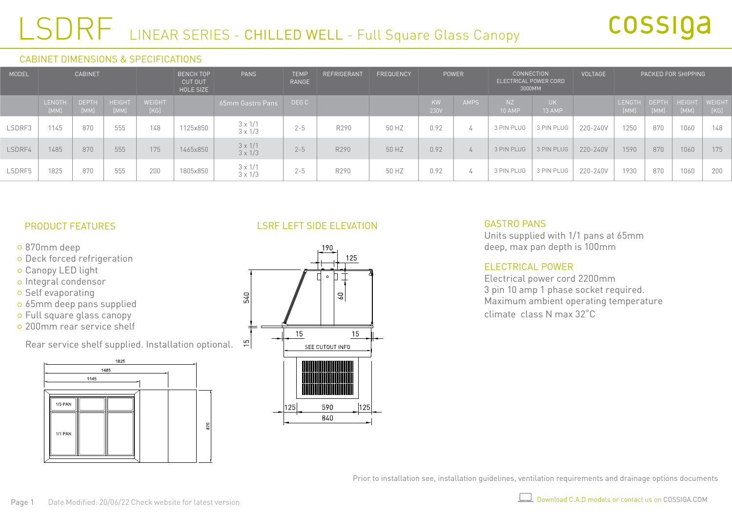# LSDRF LINEAR SERIES - CHILLED WELL - Full Square Glass Canopy

cossiga

## CABINET DIMENSIONS & SPECIFICATIONS

| MODEL | CABINET | | | | BENCH TOP CUT OUT HOLE SIZE | PANS | TEMP RANGE | REFRIGERANT | FREQUENCY | POWER | | CONNECTION ELECTRICAL POWER CORD 3000MM | | VOLTAGE | PACKED FOR SHIPPING | | | |
|---|---|---|---|---|---|---|---|---|---|---|---|---|---|---|---|---|---|---|
| | LENGTH [MM] | DEPTH [MM] | HEIGHT [MM] | WEIGHT [KG] | | 65mm Gastro Pans | DEG C | | | KW 230V | AMPS | NZ 10 AMP | UK 13 AMP | | LENGTH [MM] | DEPTH [MM] | HEIGHT [MM] | WEIGHT [KG] |
| LSDRF3 | 1145 | 870 | 555 | 148 | 1125x850 | 3 x 1/1 3 x 1/3 | 2-5 | R290 | 50 HZ | 0.92 | 4 | 3 PIN PLUG | 3 PIN PLUG | 220-240V | 1250 | 870 | 1060 | 148 |
| LSDRF4 | 1485 | 870 | 555 | 175 | 1465x850 | 3 x 1/1 3 x 1/3 | 2-5 | R290 | 50 HZ | 0.92 | 4 | 3 PIN PLUG | 3 PIN PLUG | 220-240V | 1590 | 870 | 1060 | 175 |
| LSDRF5 | 1825 | 870 | 555 | 200 | 1805x850 | 3 x 1/1 3 x 1/3 | 2-5 | R290 | 50 HZ | 0.92 | 4 | 3 PIN PLUG | 3 PIN PLUG | 220-240V | 1930 | 870 | 1060 | 200 |

## PRODUCT FEATURES

- 870mm deep
- Deck forced refrigeration
- Canopy LED light
- Integral condensor
- Self evaporating
- 65mm deep pans supplied
- Full square glass canopy
- 200mm rear service shelf

Rear service shelf supplied. Installation optional.

1825
1485
1145
1/3 PAN
1/1 PAN
870

## LSRF LEFT SIDE ELEVATION

190
125
540
60
15
15
15
SEE CUTOUT INFO
125
590
125
840

## GASTRO PANS

Units supplied with 1/1 pans at 65mm deep, max pan depth is 100mm

## ELECTRICAL POWER

Electrical power cord 2200mm
3 pin 10 amp 1 phase socket required.
Maximum ambient operating temperature climate class N max 32˚C

Prior to installation see, installation guidelines, ventilation requirements and drainage options documents

Date Modified: 20/06/22 Check website for latest version

Download C.A.D models or contact us on COSSIGA.COM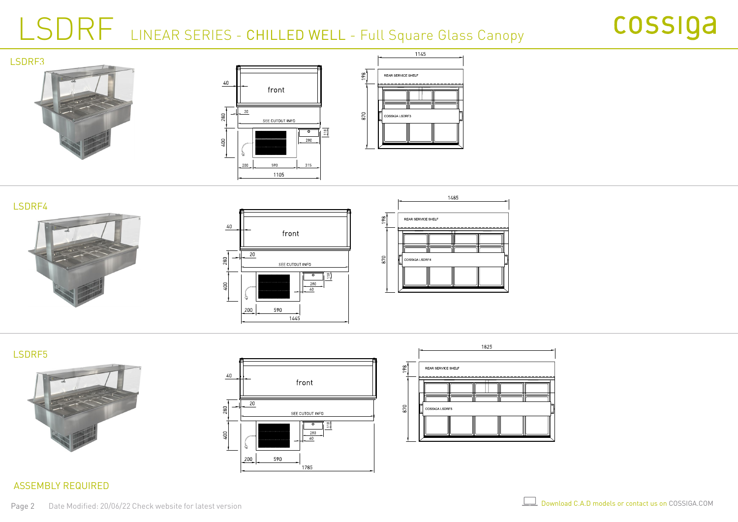# LSDRF LINEAR SERIES - CHILLED WELL - Full Square Glass Canopy

cossiga

## LSDRF3

40
front
20
280
SEE CUTOUT INFO
118
290
400
200
590
315
1105

1145
198
REAR SERVICE SHELF
870
COSSIGA LSDRF3

## LSDRF4

40
front
20
280
SEE CUTOUT INFO
118
280
40
400
200
590
1445

1485
198
REAR SERVICE SHELF
870
COSSIGA LSDRF4

## LSDRF5

40
front
20
280
SEE CUTOUT INFO
118
280
40
400
200
590
1785

1825
198
REAR SERVICE SHELF
870
COSSIGA LSDRF5

ASSEMBLY REQUIRED

Date Modified: 20/06/22 Check website for latest version

Download C.A.D models or contact us on COSSIGA.COM